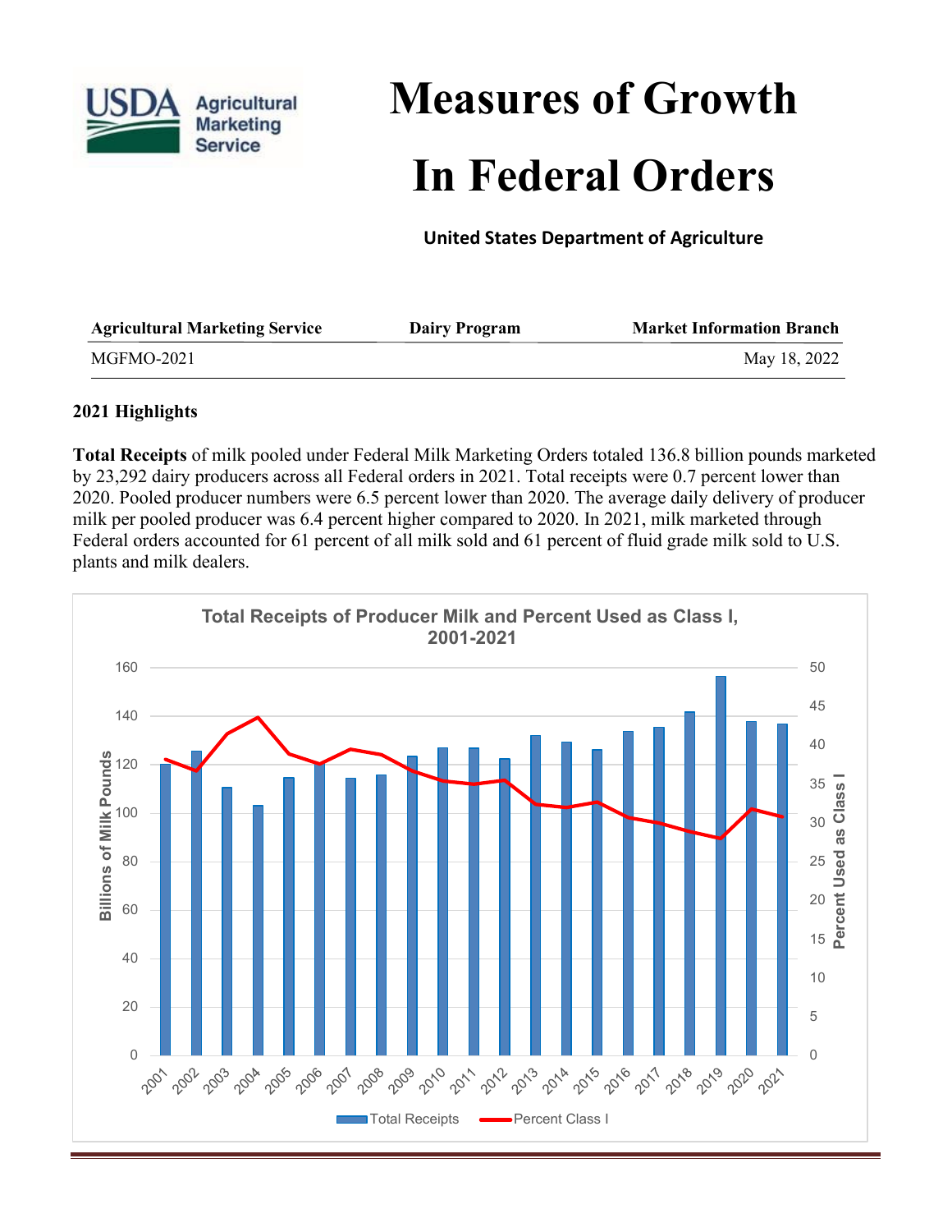# Measures of Growth In Federal Orders

**United States Department of Agriculture**

| Agricultural Marketing Service | Dairy Program | Market Information Branch |
|---|---|---|
| MGFMO-2021 | | May 18, 2022 |

## 2021 Highlights

**Total Receipts** of milk pooled under Federal Milk Marketing Orders totaled 136.8 billion pounds marketed by 23,292 dairy producers across all Federal orders in 2021. Total receipts were 0.7 percent lower than 2020. Pooled producer numbers were 6.5 percent lower than 2020. The average daily delivery of producer milk per pooled producer was 6.4 percent higher compared to 2020. In 2021, milk marketed through Federal orders accounted for 61 percent of all milk sold and 61 percent of fluid grade milk sold to U.S. plants and milk dealers.

Total Receipts of Producer Milk and Percent Used as Class I, 2001-2021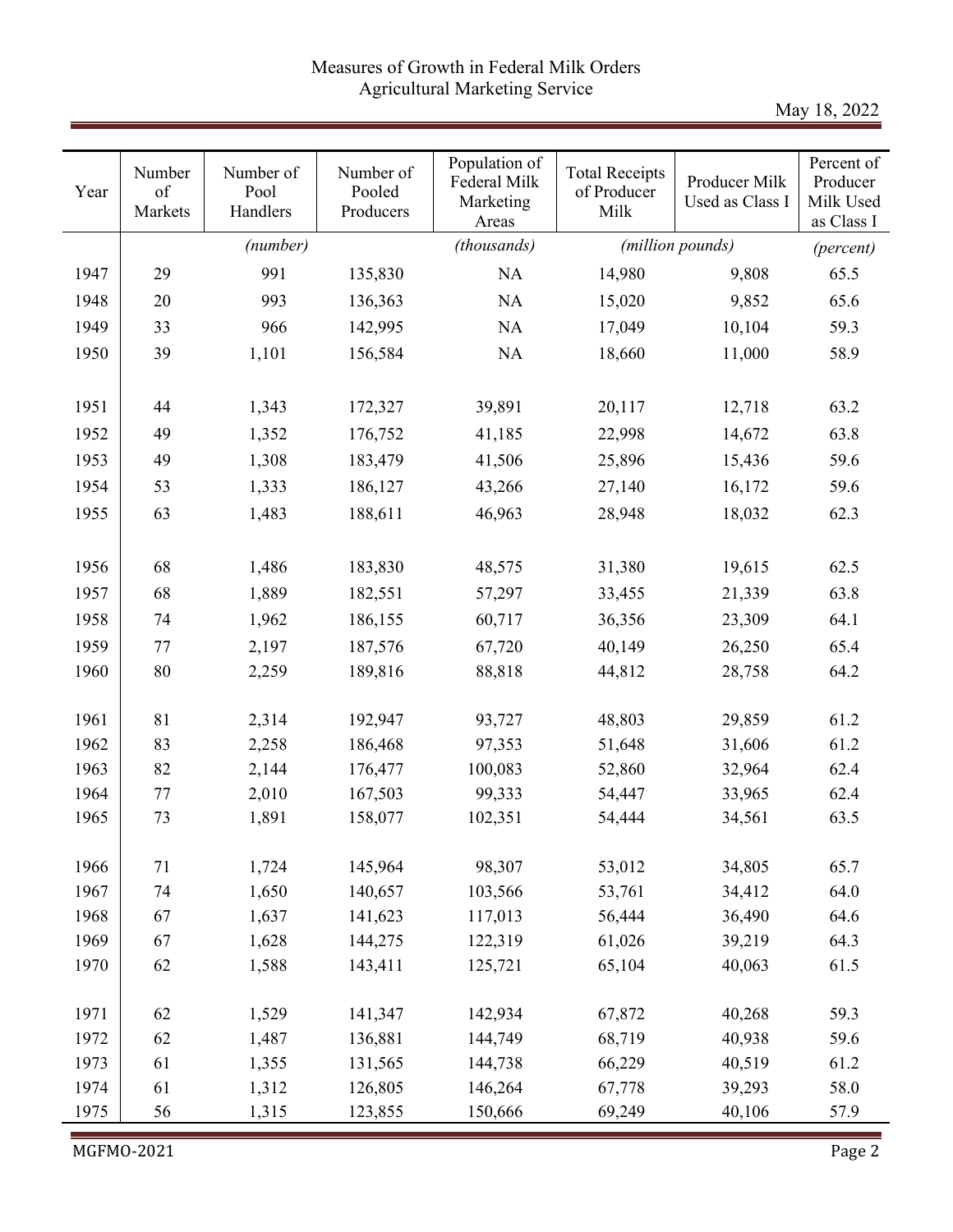Measures of Growth in Federal Milk Orders
Agricultural Marketing Service

May 18, 2022

| Year | Number of Markets | Number of Pool Handlers | Number of Pooled Producers | Population of Federal Milk Marketing Areas | Total Receipts of Producer Milk | Producer Milk Used as Class I | Percent of Producer Milk Used as Class I |
|---|---|---|---|---|---|---|---|
| | | *(number)* | | *(thousands)* | *(million pounds)* | | *(percent)* |
| 1947 | 29 | 991 | 135,830 | NA | 14,980 | 9,808 | 65.5 |
| 1948 | 20 | 993 | 136,363 | NA | 15,020 | 9,852 | 65.6 |
| 1949 | 33 | 966 | 142,995 | NA | 17,049 | 10,104 | 59.3 |
| 1950 | 39 | 1,101 | 156,584 | NA | 18,660 | 11,000 | 58.9 |
| 1951 | 44 | 1,343 | 172,327 | 39,891 | 20,117 | 12,718 | 63.2 |
| 1952 | 49 | 1,352 | 176,752 | 41,185 | 22,998 | 14,672 | 63.8 |
| 1953 | 49 | 1,308 | 183,479 | 41,506 | 25,896 | 15,436 | 59.6 |
| 1954 | 53 | 1,333 | 186,127 | 43,266 | 27,140 | 16,172 | 59.6 |
| 1955 | 63 | 1,483 | 188,611 | 46,963 | 28,948 | 18,032 | 62.3 |
| 1956 | 68 | 1,486 | 183,830 | 48,575 | 31,380 | 19,615 | 62.5 |
| 1957 | 68 | 1,889 | 182,551 | 57,297 | 33,455 | 21,339 | 63.8 |
| 1958 | 74 | 1,962 | 186,155 | 60,717 | 36,356 | 23,309 | 64.1 |
| 1959 | 77 | 2,197 | 187,576 | 67,720 | 40,149 | 26,250 | 65.4 |
| 1960 | 80 | 2,259 | 189,816 | 88,818 | 44,812 | 28,758 | 64.2 |
| 1961 | 81 | 2,314 | 192,947 | 93,727 | 48,803 | 29,859 | 61.2 |
| 1962 | 83 | 2,258 | 186,468 | 97,353 | 51,648 | 31,606 | 61.2 |
| 1963 | 82 | 2,144 | 176,477 | 100,083 | 52,860 | 32,964 | 62.4 |
| 1964 | 77 | 2,010 | 167,503 | 99,333 | 54,447 | 33,965 | 62.4 |
| 1965 | 73 | 1,891 | 158,077 | 102,351 | 54,444 | 34,561 | 63.5 |
| 1966 | 71 | 1,724 | 145,964 | 98,307 | 53,012 | 34,805 | 65.7 |
| 1967 | 74 | 1,650 | 140,657 | 103,566 | 53,761 | 34,412 | 64.0 |
| 1968 | 67 | 1,637 | 141,623 | 117,013 | 56,444 | 36,490 | 64.6 |
| 1969 | 67 | 1,628 | 144,275 | 122,319 | 61,026 | 39,219 | 64.3 |
| 1970 | 62 | 1,588 | 143,411 | 125,721 | 65,104 | 40,063 | 61.5 |
| 1971 | 62 | 1,529 | 141,347 | 142,934 | 67,872 | 40,268 | 59.3 |
| 1972 | 62 | 1,487 | 136,881 | 144,749 | 68,719 | 40,938 | 59.6 |
| 1973 | 61 | 1,355 | 131,565 | 144,738 | 66,229 | 40,519 | 61.2 |
| 1974 | 61 | 1,312 | 126,805 | 146,264 | 67,778 | 39,293 | 58.0 |
| 1975 | 56 | 1,315 | 123,855 | 150,666 | 69,249 | 40,106 | 57.9 |

MGFMO-2021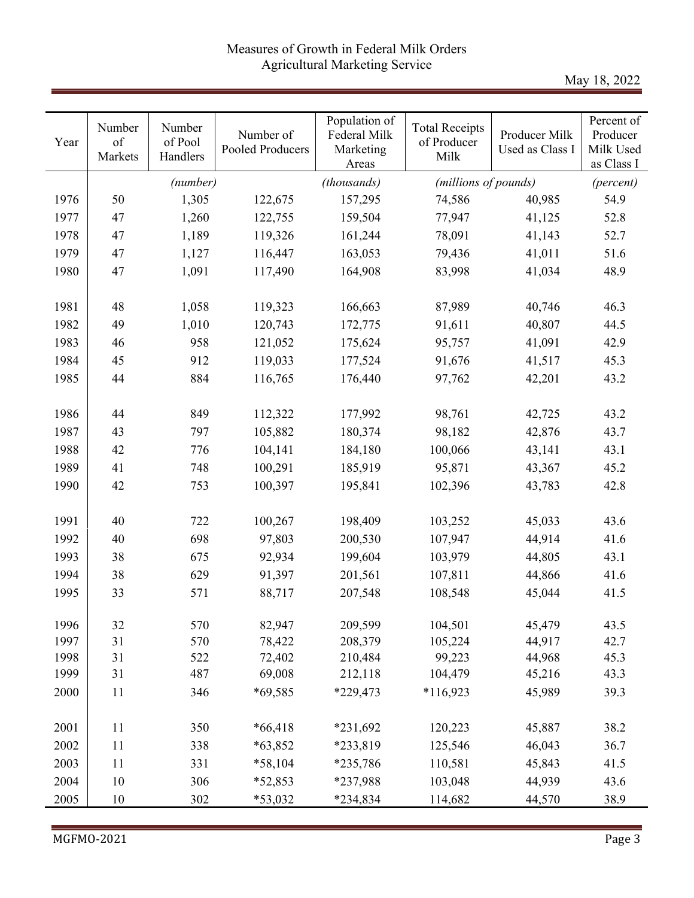Measures of Growth in Federal Milk Orders
Agricultural Marketing Service

May 18, 2022

| Year | Number of Markets | Number of Pool Handlers | Number of Pooled Producers | Population of Federal Milk Marketing Areas | Total Receipts of Producer Milk | Producer Milk Used as Class I | Percent of Producer Milk Used as Class I |
|---|---|---|---|---|---|---|---|
| | | *(number)* | | *(thousands)* | *(millions of pounds)* | | *(percent)* |
| 1976 | 50 | 1,305 | 122,675 | 157,295 | 74,586 | 40,985 | 54.9 |
| 1977 | 47 | 1,260 | 122,755 | 159,504 | 77,947 | 41,125 | 52.8 |
| 1978 | 47 | 1,189 | 119,326 | 161,244 | 78,091 | 41,143 | 52.7 |
| 1979 | 47 | 1,127 | 116,447 | 163,053 | 79,436 | 41,011 | 51.6 |
| 1980 | 47 | 1,091 | 117,490 | 164,908 | 83,998 | 41,034 | 48.9 |
| 1981 | 48 | 1,058 | 119,323 | 166,663 | 87,989 | 40,746 | 46.3 |
| 1982 | 49 | 1,010 | 120,743 | 172,775 | 91,611 | 40,807 | 44.5 |
| 1983 | 46 | 958 | 121,052 | 175,624 | 95,757 | 41,091 | 42.9 |
| 1984 | 45 | 912 | 119,033 | 177,524 | 91,676 | 41,517 | 45.3 |
| 1985 | 44 | 884 | 116,765 | 176,440 | 97,762 | 42,201 | 43.2 |
| 1986 | 44 | 849 | 112,322 | 177,992 | 98,761 | 42,725 | 43.2 |
| 1987 | 43 | 797 | 105,882 | 180,374 | 98,182 | 42,876 | 43.7 |
| 1988 | 42 | 776 | 104,141 | 184,180 | 100,066 | 43,141 | 43.1 |
| 1989 | 41 | 748 | 100,291 | 185,919 | 95,871 | 43,367 | 45.2 |
| 1990 | 42 | 753 | 100,397 | 195,841 | 102,396 | 43,783 | 42.8 |
| 1991 | 40 | 722 | 100,267 | 198,409 | 103,252 | 45,033 | 43.6 |
| 1992 | 40 | 698 | 97,803 | 200,530 | 107,947 | 44,914 | 41.6 |
| 1993 | 38 | 675 | 92,934 | 199,604 | 103,979 | 44,805 | 43.1 |
| 1994 | 38 | 629 | 91,397 | 201,561 | 107,811 | 44,866 | 41.6 |
| 1995 | 33 | 571 | 88,717 | 207,548 | 108,548 | 45,044 | 41.5 |
| 1996 | 32 | 570 | 82,947 | 209,599 | 104,501 | 45,479 | 43.5 |
| 1997 | 31 | 570 | 78,422 | 208,379 | 105,224 | 44,917 | 42.7 |
| 1998 | 31 | 522 | 72,402 | 210,484 | 99,223 | 44,968 | 45.3 |
| 1999 | 31 | 487 | 69,008 | 212,118 | 104,479 | 45,216 | 43.3 |
| 2000 | 11 | 346 | *69,585 | *229,473 | *116,923 | 45,989 | 39.3 |
| 2001 | 11 | 350 | *66,418 | *231,692 | 120,223 | 45,887 | 38.2 |
| 2002 | 11 | 338 | *63,852 | *233,819 | 125,546 | 46,043 | 36.7 |
| 2003 | 11 | 331 | *58,104 | *235,786 | 110,581 | 45,843 | 41.5 |
| 2004 | 10 | 306 | *52,853 | *237,988 | 103,048 | 44,939 | 43.6 |
| 2005 | 10 | 302 | *53,032 | *234,834 | 114,682 | 44,570 | 38.9 |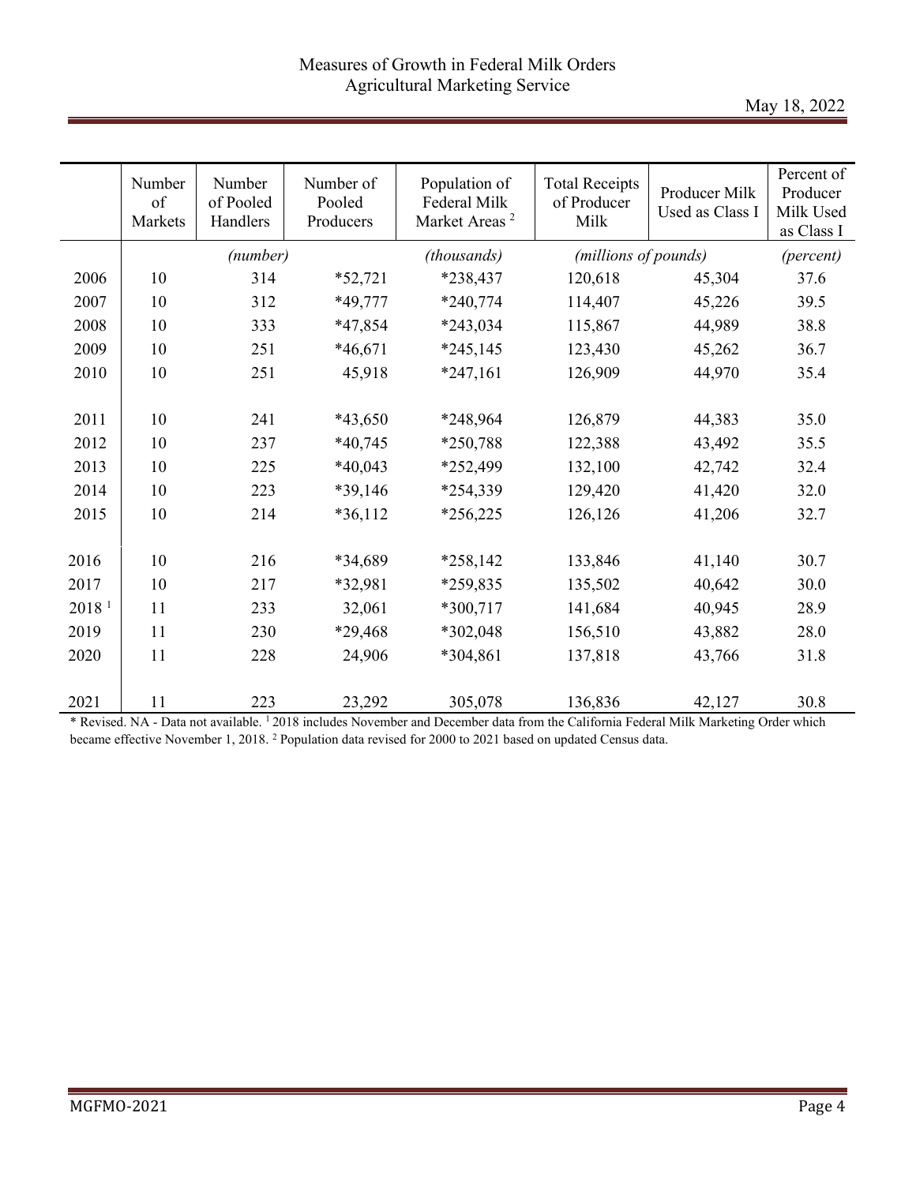# Measures of Growth in Federal Milk Orders
## Agricultural Marketing Service

May 18, 2022

| | Number of Markets | Number of Pooled Handlers | Number of Pooled Producers | Population of Federal Milk Market Areas [2] | Total Receipts of Producer Milk | Producer Milk Used as Class I | Percent of Producer Milk Used as Class I |
|---|---|---|---|---|---|---|---|
| | *(number)* | | | *(thousands)* | *(millions of pounds)* | | *(percent)* |
| 2006 | 10 | 314 | *52,721 | *238,437 | 120,618 | 45,304 | 37.6 |
| 2007 | 10 | 312 | *49,777 | *240,774 | 114,407 | 45,226 | 39.5 |
| 2008 | 10 | 333 | *47,854 | *243,034 | 115,867 | 44,989 | 38.8 |
| 2009 | 10 | 251 | *46,671 | *245,145 | 123,430 | 45,262 | 36.7 |
| 2010 | 10 | 251 | 45,918 | *247,161 | 126,909 | 44,970 | 35.4 |
| 2011 | 10 | 241 | *43,650 | *248,964 | 126,879 | 44,383 | 35.0 |
| 2012 | 10 | 237 | *40,745 | *250,788 | 122,388 | 43,492 | 35.5 |
| 2013 | 10 | 225 | *40,043 | *252,499 | 132,100 | 42,742 | 32.4 |
| 2014 | 10 | 223 | *39,146 | *254,339 | 129,420 | 41,420 | 32.0 |
| 2015 | 10 | 214 | *36,112 | *256,225 | 126,126 | 41,206 | 32.7 |
| 2016 | 10 | 216 | *34,689 | *258,142 | 133,846 | 41,140 | 30.7 |
| 2017 | 10 | 217 | *32,981 | *259,835 | 135,502 | 40,642 | 30.0 |
| 2018 [1] | 11 | 233 | 32,061 | *300,717 | 141,684 | 40,945 | 28.9 |
| 2019 | 11 | 230 | *29,468 | *302,048 | 156,510 | 43,882 | 28.0 |
| 2020 | 11 | 228 | 24,906 | *304,861 | 137,818 | 43,766 | 31.8 |
| 2021 | 11 | 223 | 23,292 | 305,078 | 136,836 | 42,127 | 30.8 |

* Revised. NA - Data not available. [1] 2018 includes November and December data from the California Federal Milk Marketing Order which became effective November 1, 2018. [2] Population data revised for 2000 to 2021 based on updated Census data.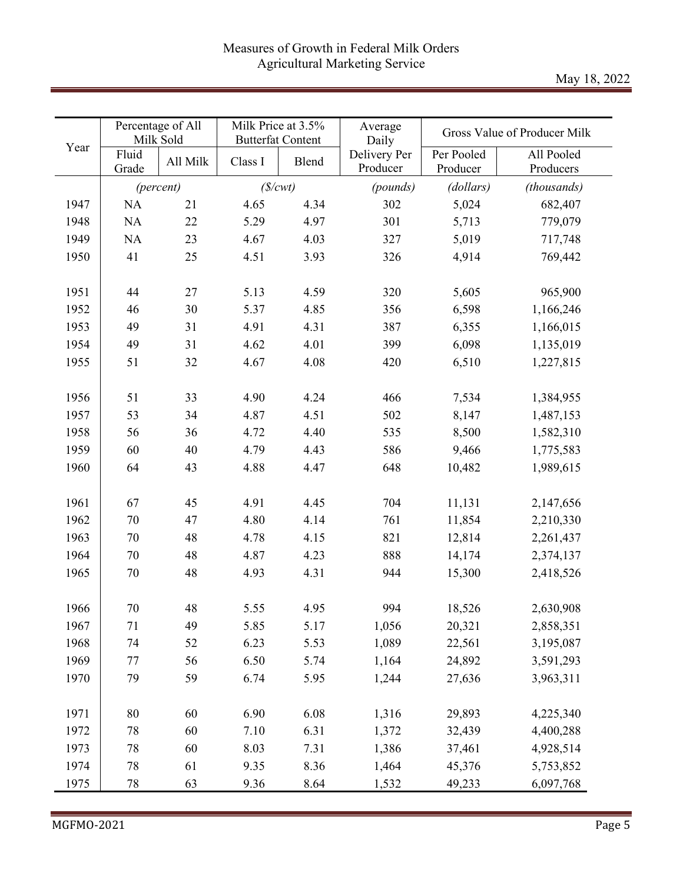Measures of Growth in Federal Milk Orders
Agricultural Marketing Service

May 18, 2022

| Year | Percentage of All Milk Sold | | Milk Price at 3.5% Butterfat Content | | Average Daily Delivery Per Producer | Gross Value of Producer Milk | |
|---|---|---|---|---|---|---|---|
| | Fluid Grade | All Milk | Class I | Blend | | Per Pooled Producer | All Pooled Producers |
| | *(percent)* | | *($/cwt)* | | *(pounds)* | *(dollars)* | *(thousands)* |
| 1947 | NA | 21 | 4.65 | 4.34 | 302 | 5,024 | 682,407 |
| 1948 | NA | 22 | 5.29 | 4.97 | 301 | 5,713 | 779,079 |
| 1949 | NA | 23 | 4.67 | 4.03 | 327 | 5,019 | 717,748 |
| 1950 | 41 | 25 | 4.51 | 3.93 | 326 | 4,914 | 769,442 |
| 1951 | 44 | 27 | 5.13 | 4.59 | 320 | 5,605 | 965,900 |
| 1952 | 46 | 30 | 5.37 | 4.85 | 356 | 6,598 | 1,166,246 |
| 1953 | 49 | 31 | 4.91 | 4.31 | 387 | 6,355 | 1,166,015 |
| 1954 | 49 | 31 | 4.62 | 4.01 | 399 | 6,098 | 1,135,019 |
| 1955 | 51 | 32 | 4.67 | 4.08 | 420 | 6,510 | 1,227,815 |
| 1956 | 51 | 33 | 4.90 | 4.24 | 466 | 7,534 | 1,384,955 |
| 1957 | 53 | 34 | 4.87 | 4.51 | 502 | 8,147 | 1,487,153 |
| 1958 | 56 | 36 | 4.72 | 4.40 | 535 | 8,500 | 1,582,310 |
| 1959 | 60 | 40 | 4.79 | 4.43 | 586 | 9,466 | 1,775,583 |
| 1960 | 64 | 43 | 4.88 | 4.47 | 648 | 10,482 | 1,989,615 |
| 1961 | 67 | 45 | 4.91 | 4.45 | 704 | 11,131 | 2,147,656 |
| 1962 | 70 | 47 | 4.80 | 4.14 | 761 | 11,854 | 2,210,330 |
| 1963 | 70 | 48 | 4.78 | 4.15 | 821 | 12,814 | 2,261,437 |
| 1964 | 70 | 48 | 4.87 | 4.23 | 888 | 14,174 | 2,374,137 |
| 1965 | 70 | 48 | 4.93 | 4.31 | 944 | 15,300 | 2,418,526 |
| 1966 | 70 | 48 | 5.55 | 4.95 | 994 | 18,526 | 2,630,908 |
| 1967 | 71 | 49 | 5.85 | 5.17 | 1,056 | 20,321 | 2,858,351 |
| 1968 | 74 | 52 | 6.23 | 5.53 | 1,089 | 22,561 | 3,195,087 |
| 1969 | 77 | 56 | 6.50 | 5.74 | 1,164 | 24,892 | 3,591,293 |
| 1970 | 79 | 59 | 6.74 | 5.95 | 1,244 | 27,636 | 3,963,311 |
| 1971 | 80 | 60 | 6.90 | 6.08 | 1,316 | 29,893 | 4,225,340 |
| 1972 | 78 | 60 | 7.10 | 6.31 | 1,372 | 32,439 | 4,400,288 |
| 1973 | 78 | 60 | 8.03 | 7.31 | 1,386 | 37,461 | 4,928,514 |
| 1974 | 78 | 61 | 9.35 | 8.36 | 1,464 | 45,376 | 5,753,852 |
| 1975 | 78 | 63 | 9.36 | 8.64 | 1,532 | 49,233 | 6,097,768 |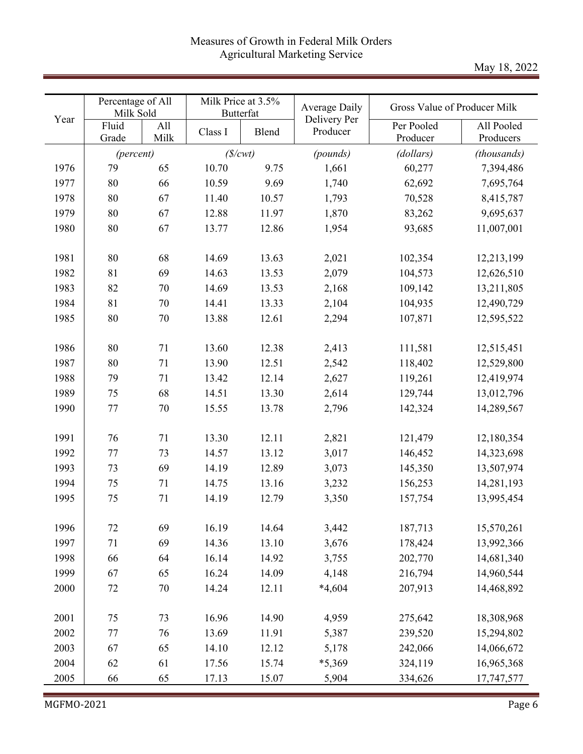Measures of Growth in Federal Milk Orders
Agricultural Marketing Service

May 18, 2022

| Year | Percentage of All Milk Sold | | Milk Price at 3.5% Butterfat | | Average Daily Delivery Per Producer | Gross Value of Producer Milk | |
|---|---|---|---|---|---|---|---|
| | Fluid Grade | All Milk | Class I | Blend | | Per Pooled Producer | All Pooled Producers |
| | *(percent)* | | *($/cwt)* | | *(pounds)* | *(dollars)* | *(thousands)* |
| 1976 | 79 | 65 | 10.70 | 9.75 | 1,661 | 60,277 | 7,394,486 |
| 1977 | 80 | 66 | 10.59 | 9.69 | 1,740 | 62,692 | 7,695,764 |
| 1978 | 80 | 67 | 11.40 | 10.57 | 1,793 | 70,528 | 8,415,787 |
| 1979 | 80 | 67 | 12.88 | 11.97 | 1,870 | 83,262 | 9,695,637 |
| 1980 | 80 | 67 | 13.77 | 12.86 | 1,954 | 93,685 | 11,007,001 |
| 1981 | 80 | 68 | 14.69 | 13.63 | 2,021 | 102,354 | 12,213,199 |
| 1982 | 81 | 69 | 14.63 | 13.53 | 2,079 | 104,573 | 12,626,510 |
| 1983 | 82 | 70 | 14.69 | 13.53 | 2,168 | 109,142 | 13,211,805 |
| 1984 | 81 | 70 | 14.41 | 13.33 | 2,104 | 104,935 | 12,490,729 |
| 1985 | 80 | 70 | 13.88 | 12.61 | 2,294 | 107,871 | 12,595,522 |
| 1986 | 80 | 71 | 13.60 | 12.38 | 2,413 | 111,581 | 12,515,451 |
| 1987 | 80 | 71 | 13.90 | 12.51 | 2,542 | 118,402 | 12,529,800 |
| 1988 | 79 | 71 | 13.42 | 12.14 | 2,627 | 119,261 | 12,419,974 |
| 1989 | 75 | 68 | 14.51 | 13.30 | 2,614 | 129,744 | 13,012,796 |
| 1990 | 77 | 70 | 15.55 | 13.78 | 2,796 | 142,324 | 14,289,567 |
| 1991 | 76 | 71 | 13.30 | 12.11 | 2,821 | 121,479 | 12,180,354 |
| 1992 | 77 | 73 | 14.57 | 13.12 | 3,017 | 146,452 | 14,323,698 |
| 1993 | 73 | 69 | 14.19 | 12.89 | 3,073 | 145,350 | 13,507,974 |
| 1994 | 75 | 71 | 14.75 | 13.16 | 3,232 | 156,253 | 14,281,193 |
| 1995 | 75 | 71 | 14.19 | 12.79 | 3,350 | 157,754 | 13,995,454 |
| 1996 | 72 | 69 | 16.19 | 14.64 | 3,442 | 187,713 | 15,570,261 |
| 1997 | 71 | 69 | 14.36 | 13.10 | 3,676 | 178,424 | 13,992,366 |
| 1998 | 66 | 64 | 16.14 | 14.92 | 3,755 | 202,770 | 14,681,340 |
| 1999 | 67 | 65 | 16.24 | 14.09 | 4,148 | 216,794 | 14,960,544 |
| 2000 | 72 | 70 | 14.24 | 12.11 | *4,604 | 207,913 | 14,468,892 |
| 2001 | 75 | 73 | 16.96 | 14.90 | 4,959 | 275,642 | 18,308,968 |
| 2002 | 77 | 76 | 13.69 | 11.91 | 5,387 | 239,520 | 15,294,802 |
| 2003 | 67 | 65 | 14.10 | 12.12 | 5,178 | 242,066 | 14,066,672 |
| 2004 | 62 | 61 | 17.56 | 15.74 | *5,369 | 324,119 | 16,965,368 |
| 2005 | 66 | 65 | 17.13 | 15.07 | 5,904 | 334,626 | 17,747,577 |

MGFMO-2021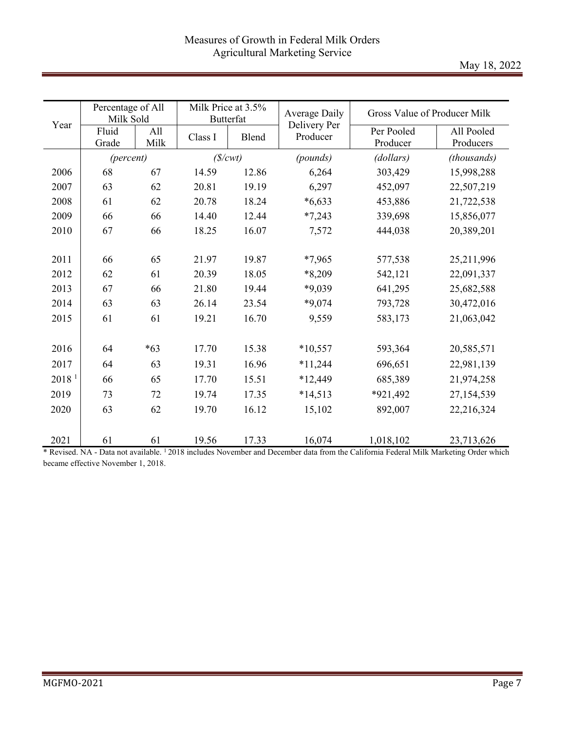Measures of Growth in Federal Milk Orders
Agricultural Marketing Service

May 18, 2022

| Year | Percentage of All Milk Sold | | Milk Price at 3.5% Butterfat | | Average Daily Delivery Per Producer | Gross Value of Producer Milk | |
|---|---|---|---|---|---|---|---|
| | Fluid Grade | All Milk | Class I | Blend | | Per Pooled Producer | All Pooled Producers |
| | *(percent)* | | *($/cwt)* | | *(pounds)* | *(dollars)* | *(thousands)* |
| 2006 | 68 | 67 | 14.59 | 12.86 | 6,264 | 303,429 | 15,998,288 |
| 2007 | 63 | 62 | 20.81 | 19.19 | 6,297 | 452,097 | 22,507,219 |
| 2008 | 61 | 62 | 20.78 | 18.24 | *6,633 | 453,886 | 21,722,538 |
| 2009 | 66 | 66 | 14.40 | 12.44 | *7,243 | 339,698 | 15,856,077 |
| 2010 | 67 | 66 | 18.25 | 16.07 | 7,572 | 444,038 | 20,389,201 |
| 2011 | 66 | 65 | 21.97 | 19.87 | *7,965 | 577,538 | 25,211,996 |
| 2012 | 62 | 61 | 20.39 | 18.05 | *8,209 | 542,121 | 22,091,337 |
| 2013 | 67 | 66 | 21.80 | 19.44 | *9,039 | 641,295 | 25,682,588 |
| 2014 | 63 | 63 | 26.14 | 23.54 | *9,074 | 793,728 | 30,472,016 |
| 2015 | 61 | 61 | 19.21 | 16.70 | 9,559 | 583,173 | 21,063,042 |
| 2016 | 64 | *63 | 17.70 | 15.38 | *10,557 | 593,364 | 20,585,571 |
| 2017 | 64 | 63 | 19.31 | 16.96 | *11,244 | 696,651 | 22,981,139 |
| 2018 [1] | 66 | 65 | 17.70 | 15.51 | *12,449 | 685,389 | 21,974,258 |
| 2019 | 73 | 72 | 19.74 | 17.35 | *14,513 | *921,492 | 27,154,539 |
| 2020 | 63 | 62 | 19.70 | 16.12 | 15,102 | 892,007 | 22,216,324 |
| 2021 | 61 | 61 | 19.56 | 17.33 | 16,074 | 1,018,102 | 23,713,626 |

* Revised. NA - Data not available. [1] 2018 includes November and December data from the California Federal Milk Marketing Order which became effective November 1, 2018.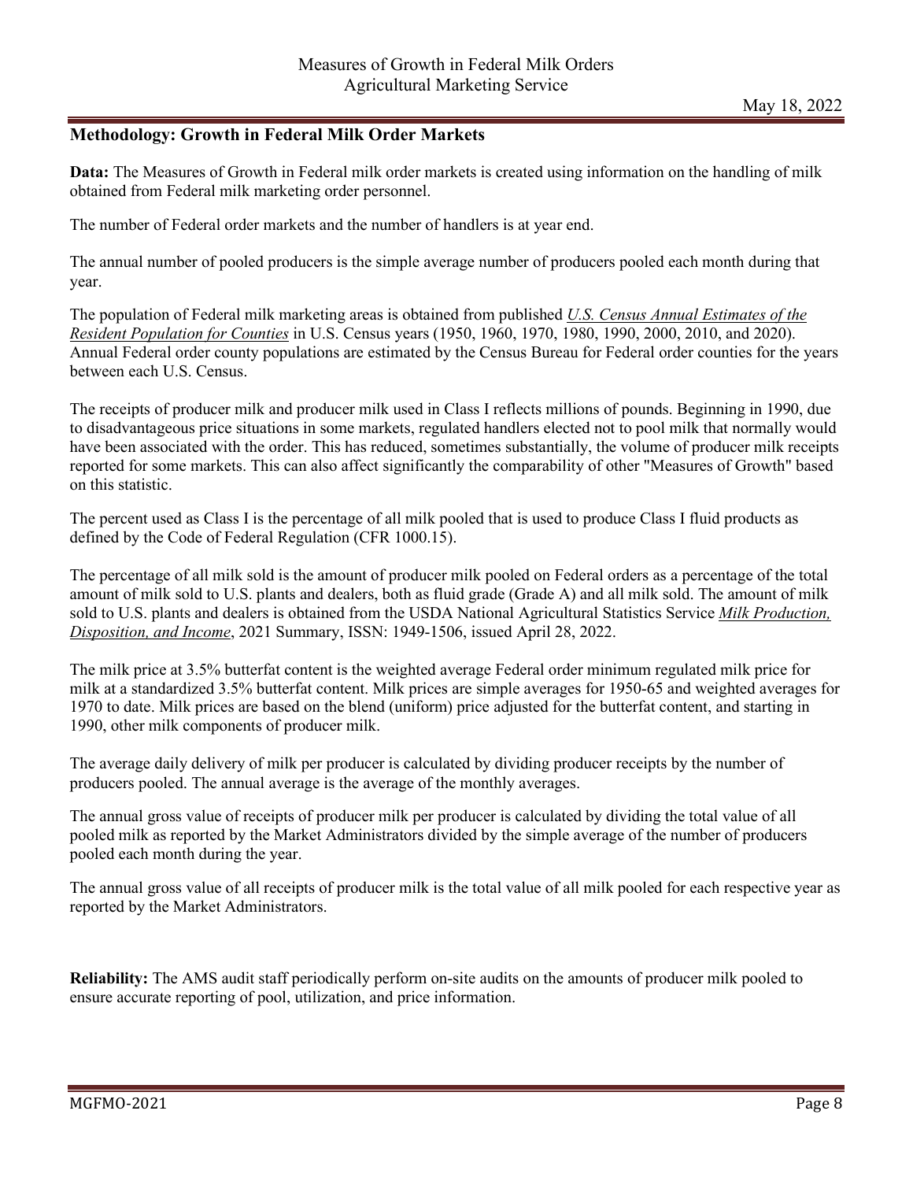## Methodology: Growth in Federal Milk Order Markets

**Data:** The Measures of Growth in Federal milk order markets is created using information on the handling of milk obtained from Federal milk marketing order personnel.

The number of Federal order markets and the number of handlers is at year end.

The annual number of pooled producers is the simple average number of producers pooled each month during that year.

The population of Federal milk marketing areas is obtained from published *U.S. Census Annual Estimates of the Resident Population for Counties* in U.S. Census years (1950, 1960, 1970, 1980, 1990, 2000, 2010, and 2020). Annual Federal order county populations are estimated by the Census Bureau for Federal order counties for the years between each U.S. Census.

The receipts of producer milk and producer milk used in Class I reflects millions of pounds. Beginning in 1990, due to disadvantageous price situations in some markets, regulated handlers elected not to pool milk that normally would have been associated with the order. This has reduced, sometimes substantially, the volume of producer milk receipts reported for some markets. This can also affect significantly the comparability of other "Measures of Growth" based on this statistic.

The percent used as Class I is the percentage of all milk pooled that is used to produce Class I fluid products as defined by the Code of Federal Regulation (CFR 1000.15).

The percentage of all milk sold is the amount of producer milk pooled on Federal orders as a percentage of the total amount of milk sold to U.S. plants and dealers, both as fluid grade (Grade A) and all milk sold. The amount of milk sold to U.S. plants and dealers is obtained from the USDA National Agricultural Statistics Service *Milk Production, Disposition, and Income*, 2021 Summary, ISSN: 1949-1506, issued April 28, 2022.

The milk price at 3.5% butterfat content is the weighted average Federal order minimum regulated milk price for milk at a standardized 3.5% butterfat content. Milk prices are simple averages for 1950-65 and weighted averages for 1970 to date. Milk prices are based on the blend (uniform) price adjusted for the butterfat content, and starting in 1990, other milk components of producer milk.

The average daily delivery of milk per producer is calculated by dividing producer receipts by the number of producers pooled. The annual average is the average of the monthly averages.

The annual gross value of receipts of producer milk per producer is calculated by dividing the total value of all pooled milk as reported by the Market Administrators divided by the simple average of the number of producers pooled each month during the year.

The annual gross value of all receipts of producer milk is the total value of all milk pooled for each respective year as reported by the Market Administrators.

**Reliability:** The AMS audit staff periodically perform on-site audits on the amounts of producer milk pooled to ensure accurate reporting of pool, utilization, and price information.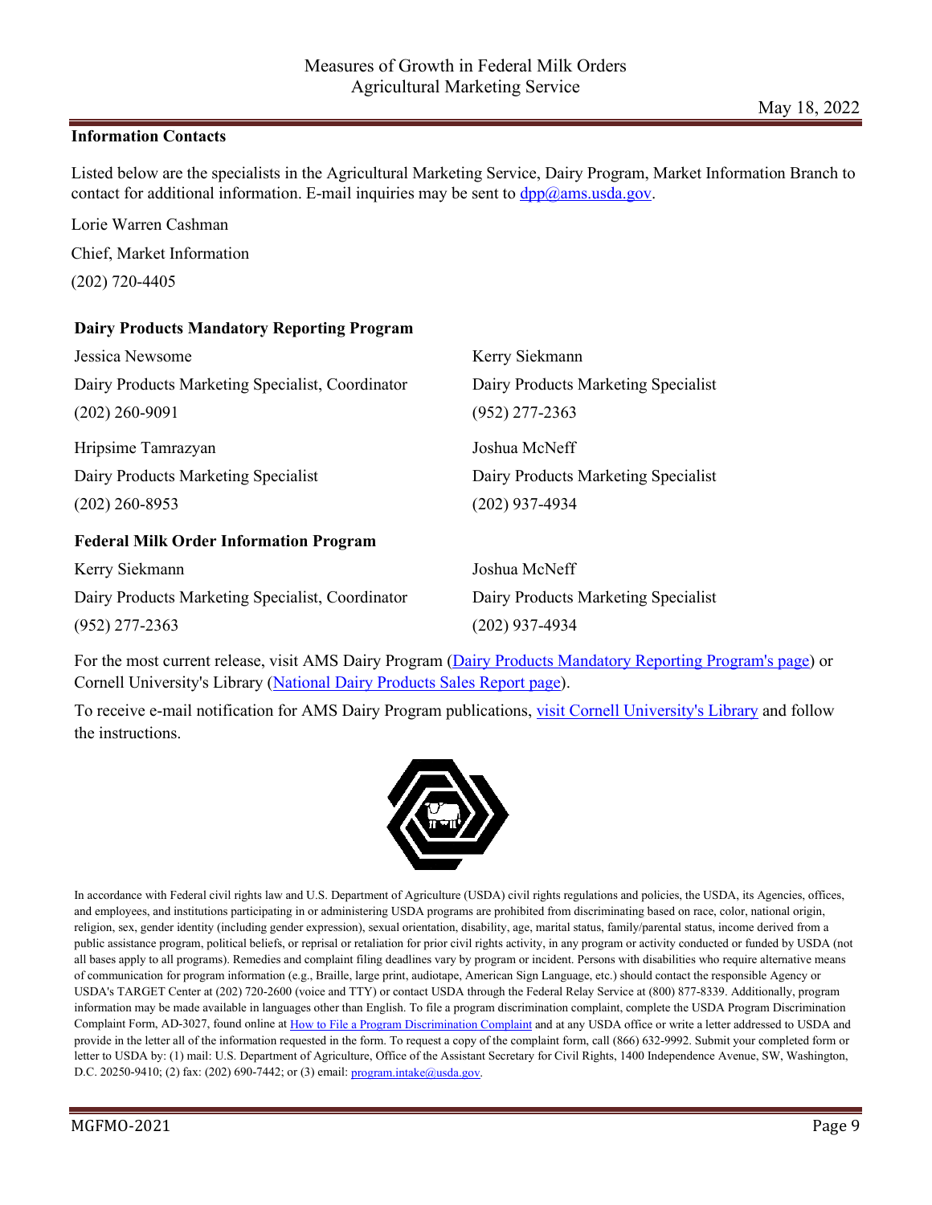**Information Contacts**

Listed below are the specialists in the Agricultural Marketing Service, Dairy Program, Market Information Branch to contact for additional information. E-mail inquiries may be sent to dpp@ams.usda.gov.

Lorie Warren Cashman

Chief, Market Information

(202) 720-4405

**Dairy Products Mandatory Reporting Program**

Jessica Newsome

Dairy Products Marketing Specialist, Coordinator

(202) 260-9091

Kerry Siekmann

Dairy Products Marketing Specialist

(952) 277-2363

Hripsime Tamrazyan

Dairy Products Marketing Specialist

(202) 260-8953

Joshua McNeff

Dairy Products Marketing Specialist

(202) 937-4934

**Federal Milk Order Information Program**

Kerry Siekmann

Dairy Products Marketing Specialist, Coordinator

(952) 277-2363

Joshua McNeff

Dairy Products Marketing Specialist

(202) 937-4934

For the most current release, visit AMS Dairy Program (Dairy Products Mandatory Reporting Program's page) or Cornell University's Library (National Dairy Products Sales Report page).

To receive e-mail notification for AMS Dairy Program publications, visit Cornell University's Library and follow the instructions.

In accordance with Federal civil rights law and U.S. Department of Agriculture (USDA) civil rights regulations and policies, the USDA, its Agencies, offices, and employees, and institutions participating in or administering USDA programs are prohibited from discriminating based on race, color, national origin, religion, sex, gender identity (including gender expression), sexual orientation, disability, age, marital status, family/parental status, income derived from a public assistance program, political beliefs, or reprisal or retaliation for prior civil rights activity, in any program or activity conducted or funded by USDA (not all bases apply to all programs). Remedies and complaint filing deadlines vary by program or incident. Persons with disabilities who require alternative means of communication for program information (e.g., Braille, large print, audiotape, American Sign Language, etc.) should contact the responsible Agency or USDA's TARGET Center at (202) 720-2600 (voice and TTY) or contact USDA through the Federal Relay Service at (800) 877-8339. Additionally, program information may be made available in languages other than English. To file a program discrimination complaint, complete the USDA Program Discrimination Complaint Form, AD-3027, found online at How to File a Program Discrimination Complaint and at any USDA office or write a letter addressed to USDA and provide in the letter all of the information requested in the form. To request a copy of the complaint form, call (866) 632-9992. Submit your completed form or letter to USDA by: (1) mail: U.S. Department of Agriculture, Office of the Assistant Secretary for Civil Rights, 1400 Independence Avenue, SW, Washington, D.C. 20250-9410; (2) fax: (202) 690-7442; or (3) email: program.intake@usda.gov.